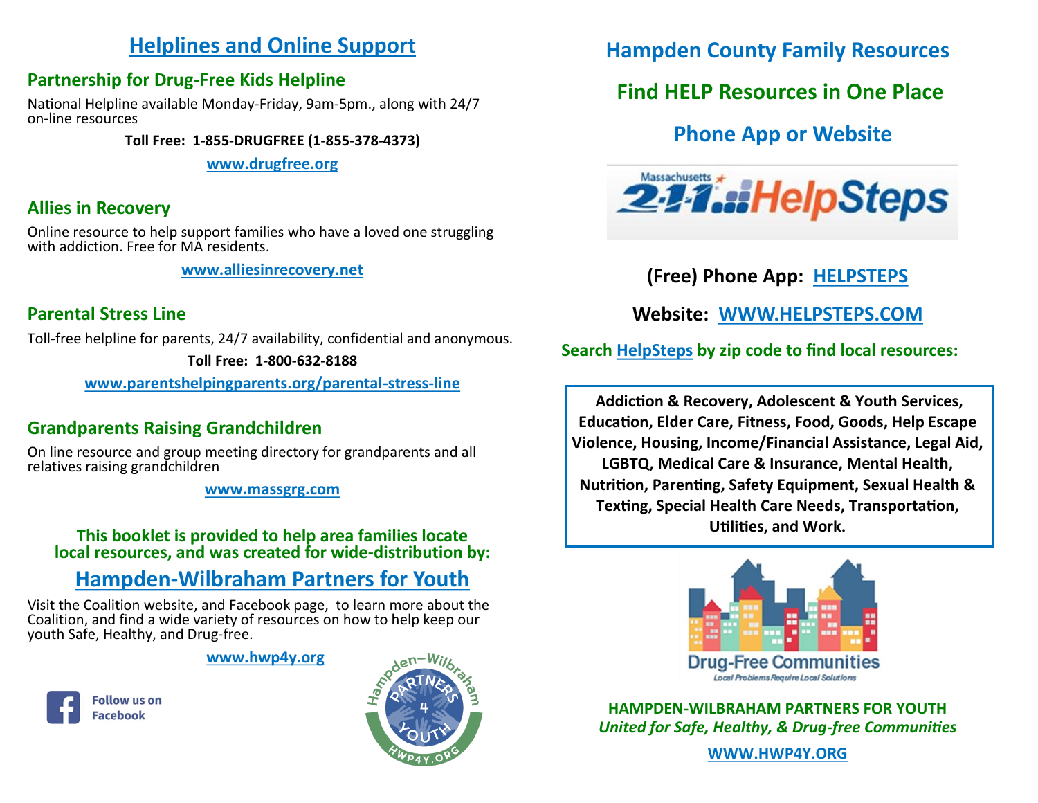## Helplines and Online Support

### Partnership for Drug-Free Kids Helpline

National Helpline available Monday-Friday, 9am-5pm., along with 24/7 on-line resources

**Toll Free: 1-855-DRUGFREE (1-855-378-4373)**

**www.drugfree.org**

### Allies in Recovery

Online resource to help support families who have a loved one struggling with addiction. Free for MA residents.

**www.alliesinrecovery.net**

### Parental Stress Line

Toll-free helpline for parents, 24/7 availability, confidential and anonymous.

**Toll Free: 1-800-632-8188**

**www.parentshelpingparents.org/parental-stress-line**

### Grandparents Raising Grandchildren

On line resource and group meeting directory for grandparents and all relatives raising grandchildren

**www.massgrg.com**

**This booklet is provided to help area families locate local resources, and was created for wide-distribution by:**

## Hampden-Wilbraham Partners for Youth

Visit the Coalition website, and Facebook page, to learn more about the Coalition, and find a wide variety of resources on how to help keep our youth Safe, Healthy, and Drug-free.

**www.hwp4y.org**

Follow us on Facebook

Hampden-Wilbraham PARTNERS 4 YOUTH HWP4Y.ORG

## Hampden County Family Resources

## Find HELP Resources in One Place

## Phone App or Website

Massachusetts 2-1-1 HelpSteps

**(Free) Phone App: HELPSTEPS**

**Website: WWW.HELPSTEPS.COM**

**Search HelpSteps by zip code to find local resources:**

**Addiction & Recovery, Adolescent & Youth Services, Education, Elder Care, Fitness, Food, Goods, Help Escape Violence, Housing, Income/Financial Assistance, Legal Aid, LGBTQ, Medical Care & Insurance, Mental Health, Nutrition, Parenting, Safety Equipment, Sexual Health & Texting, Special Health Care Needs, Transportation, Utilities, and Work.**

Drug-Free Communities

*Local Problems Require Local Solutions*

**HAMPDEN-WILBRAHAM PARTNERS FOR YOUTH**

***United for Safe, Healthy, & Drug-free Communities***

**WWW.HWP4Y.ORG**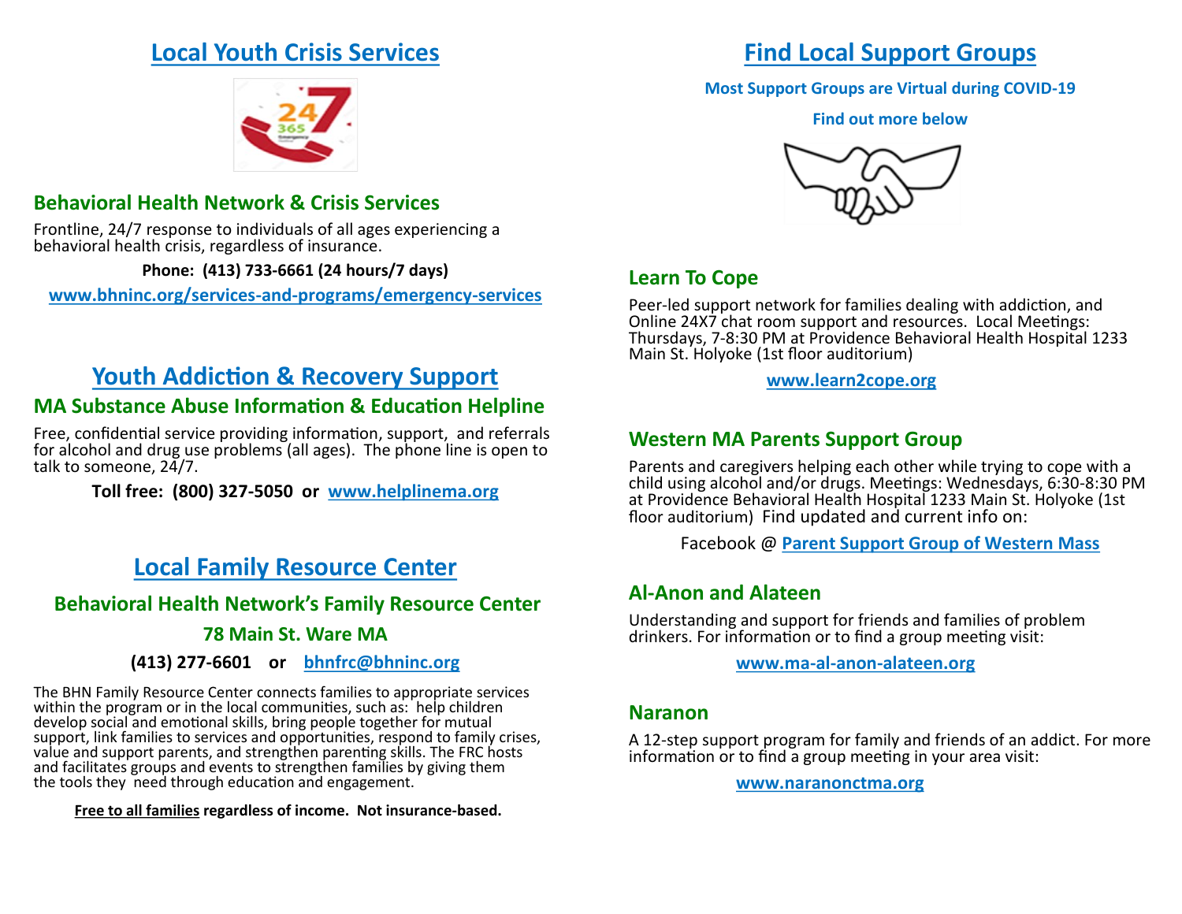## Local Youth Crisis Services

### Behavioral Health Network & Crisis Services

Frontline, 24/7 response to individuals of all ages experiencing a behavioral health crisis, regardless of insurance.

**Phone: (413) 733-6661 (24 hours/7 days)**

**www.bhninc.org/services-and-programs/emergency-services**

## Youth Addiction & Recovery Support

### MA Substance Abuse Information & Education Helpline

Free, confidential service providing information, support, and referrals for alcohol and drug use problems (all ages). The phone line is open to talk to someone, 24/7.

**Toll free: (800) 327-5050 or www.helplinema.org**

## Local Family Resource Center

### Behavioral Health Network's Family Resource Center

### 78 Main St. Ware MA

**(413) 277-6601 or bhnfrc@bhninc.org**

The BHN Family Resource Center connects families to appropriate services within the program or in the local communities, such as: help children develop social and emotional skills, bring people together for mutual support, link families to services and opportunities, respond to family crises, value and support parents, and strengthen parenting skills. The FRC hosts and facilitates groups and events to strengthen families by giving them the tools they need through education and engagement.

**Free to all families regardless of income. Not insurance-based.**

## Find Local Support Groups

**Most Support Groups are Virtual during COVID-19**

**Find out more below**

### Learn To Cope

Peer-led support network for families dealing with addiction, and Online 24X7 chat room support and resources. Local Meetings: Thursdays, 7-8:30 PM at Providence Behavioral Health Hospital 1233 Main St. Holyoke (1st floor auditorium)

**www.learn2cope.org**

### Western MA Parents Support Group

Parents and caregivers helping each other while trying to cope with a child using alcohol and/or drugs. Meetings: Wednesdays, 6:30-8:30 PM at Providence Behavioral Health Hospital 1233 Main St. Holyoke (1st floor auditorium) Find updated and current info on:

Facebook @ **Parent Support Group of Western Mass**

### Al-Anon and Alateen

Understanding and support for friends and families of problem drinkers. For information or to find a group meeting visit:

**www.ma-al-anon-alateen.org**

### Naranon

A 12-step support program for family and friends of an addict. For more information or to find a group meeting in your area visit:

**www.naranonctma.org**